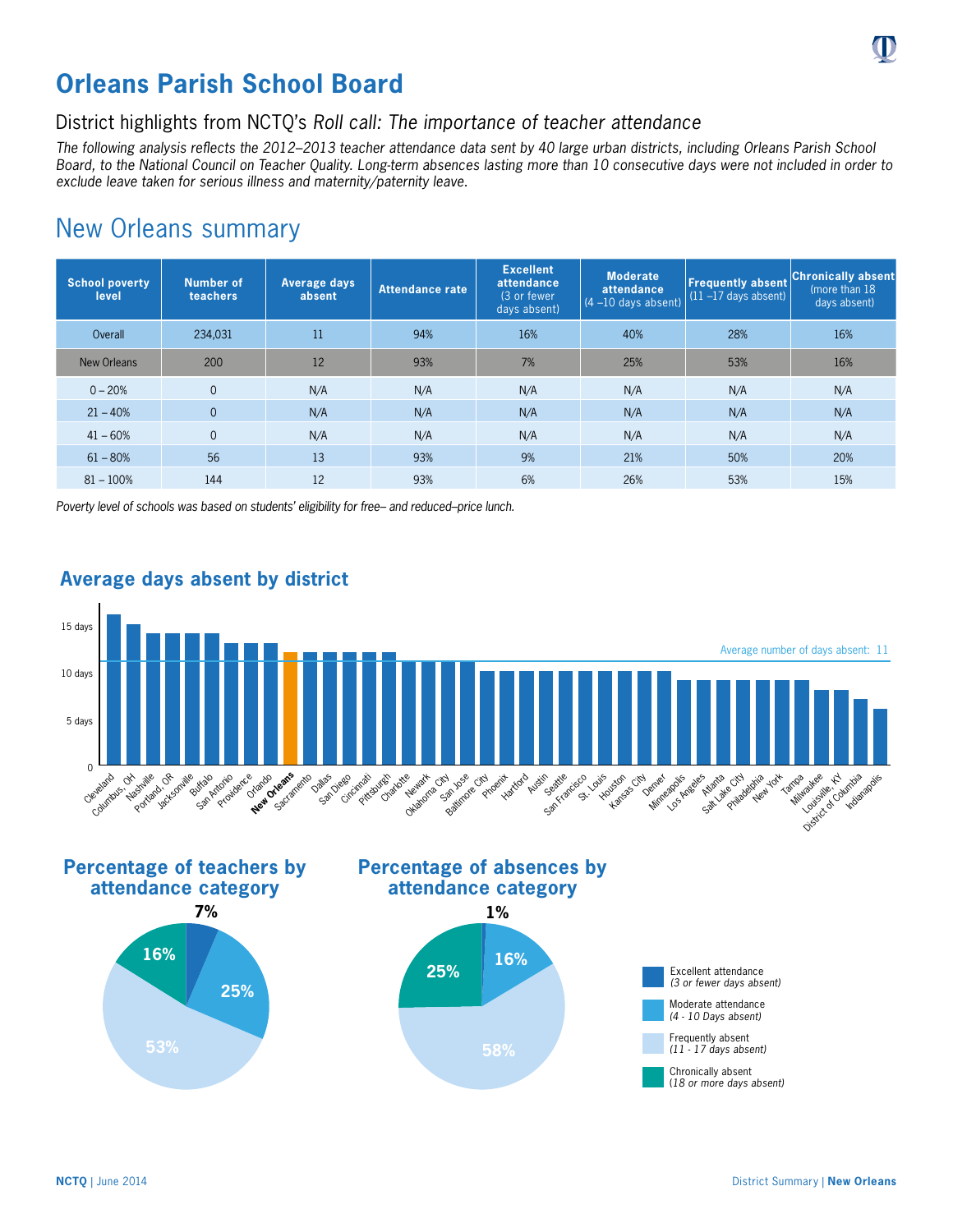# Orleans Parish School Board

## District highlights from NCTQ's *Roll call: The importance of teacher attendance*

*The following analysis reflects the 2012–2013 teacher attendance data sent by 40 large urban districts, including Orleans Parish School Board, to the National Council on Teacher Quality. Long-term absences lasting more than 10 consecutive days were not included in order to exclude leave taken for serious illness and maternity/paternity leave.*

## New Orleans summary

| School poverty level | Number of teachers | Average days absent | Attendance rate | Excellent attendance (3 or fewer days absent) | Moderate attendance (4 –10 days absent) | Frequently absent (11 –17 days absent) | Chronically absent (more than 18 days absent) |
|---|---|---|---|---|---|---|---|
| Overall | 234,031 | 11 | 94% | 16% | 40% | 28% | 16% |
| New Orleans | 200 | 12 | 93% | 7% | 25% | 53% | 16% |
| 0 – 20% | 0 | N/A | N/A | N/A | N/A | N/A | N/A |
| 21 – 40% | 0 | N/A | N/A | N/A | N/A | N/A | N/A |
| 41 – 60% | 0 | N/A | N/A | N/A | N/A | N/A | N/A |
| 61 – 80% | 56 | 13 | 93% | 9% | 21% | 50% | 20% |
| 81 – 100% | 144 | 12 | 93% | 6% | 26% | 53% | 15% |

*Poverty level of schools was based on students' eligibility for free– and reduced–price lunch.*

### Average days absent by district

Average number of days absent: 11

| District | Average days absent |
|---|---|
| Cleveland | 16 |
| Columbus, OH | 15 |
| Nashville | 14 |
| Portland, OR | 14 |
| Jacksonville | 14 |
| Buffalo | 14 |
| San Antonio | 13 |
| Providence | 13 |
| Orlando | 13 |
| **New Orleans** | 12 |
| Sacramento | 12 |
| Dallas | 12 |
| San Diego | 12 |
| Cincinnati | 12 |
| Pittsburgh | 12 |
| Charlotte | 11 |
| Newark | 11 |
| Oklahoma City | 11 |
| San Jose | 11 |
| Baltimore City | 10 |
| Phoenix | 10 |
| Hartford | 10 |
| Austin | 10 |
| Seattle | 10 |
| San Francisco | 10 |
| St. Louis | 10 |
| Houston | 10 |
| Kansas City | 10 |
| Denver | 10 |
| Minneapolis | 9 |
| Los Angeles | 9 |
| Atlanta | 9 |
| Salt Lake City | 9 |
| Philadelphia | 9 |
| New York | 9 |
| Tampa | 9 |
| Milwaukee | 8 |
| Louisville, KY | 8 |
| District of Columbia | 7 |
| Indianapolis | 6 |

### Percentage of teachers by attendance category

- Excellent attendance (3 or fewer days absent): 7%
- Moderate attendance (4 - 10 Days absent): 25%
- Frequently absent (11 - 17 days absent): 53%
- Chronically absent (18 or more days absent): 16%

### Percentage of absences by attendance category

- Excellent attendance (3 or fewer days absent): 1%
- Moderate attendance (4 - 10 Days absent): 16%
- Frequently absent (11 - 17 days absent): 58%
- Chronically absent (18 or more days absent): 25%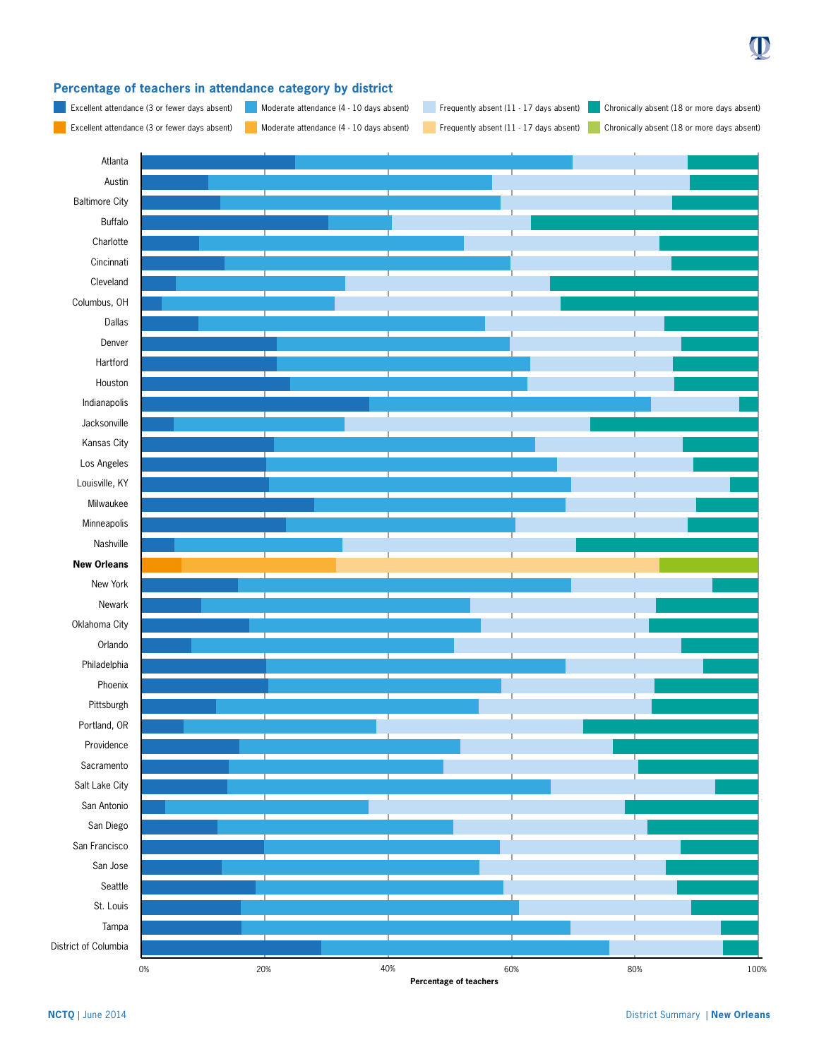## Percentage of teachers in attendance category by district

Excellent attendance (3 or fewer days absent)
Moderate attendance (4 - 10 days absent)
Frequently absent (11 - 17 days absent)
Chronically absent (18 or more days absent)
Excellent attendance (3 or fewer days absent)
Moderate attendance (4 - 10 days absent)
Frequently absent (11 - 17 days absent)
Chronically absent (18 or more days absent)

Atlanta
Austin
Baltimore City
Buffalo
Charlotte
Cincinnati
Cleveland
Columbus, OH
Dallas
Denver
Hartford
Houston
Indianapolis
Jacksonville
Kansas City
Los Angeles
Louisville, KY
Milwaukee
Minneapolis
Nashville
**New Orleans**
New York
Newark
Oklahoma City
Orlando
Philadelphia
Phoenix
Pittsburgh
Portland, OR
Providence
Sacramento
Salt Lake City
San Antonio
San Diego
San Francisco
San Jose
Seattle
St. Louis
Tampa
District of Columbia

0%
20%
40%
60%
80%
100%
Percentage of teachers

**NCTQ** | June 2014

District Summary | **New Orleans**